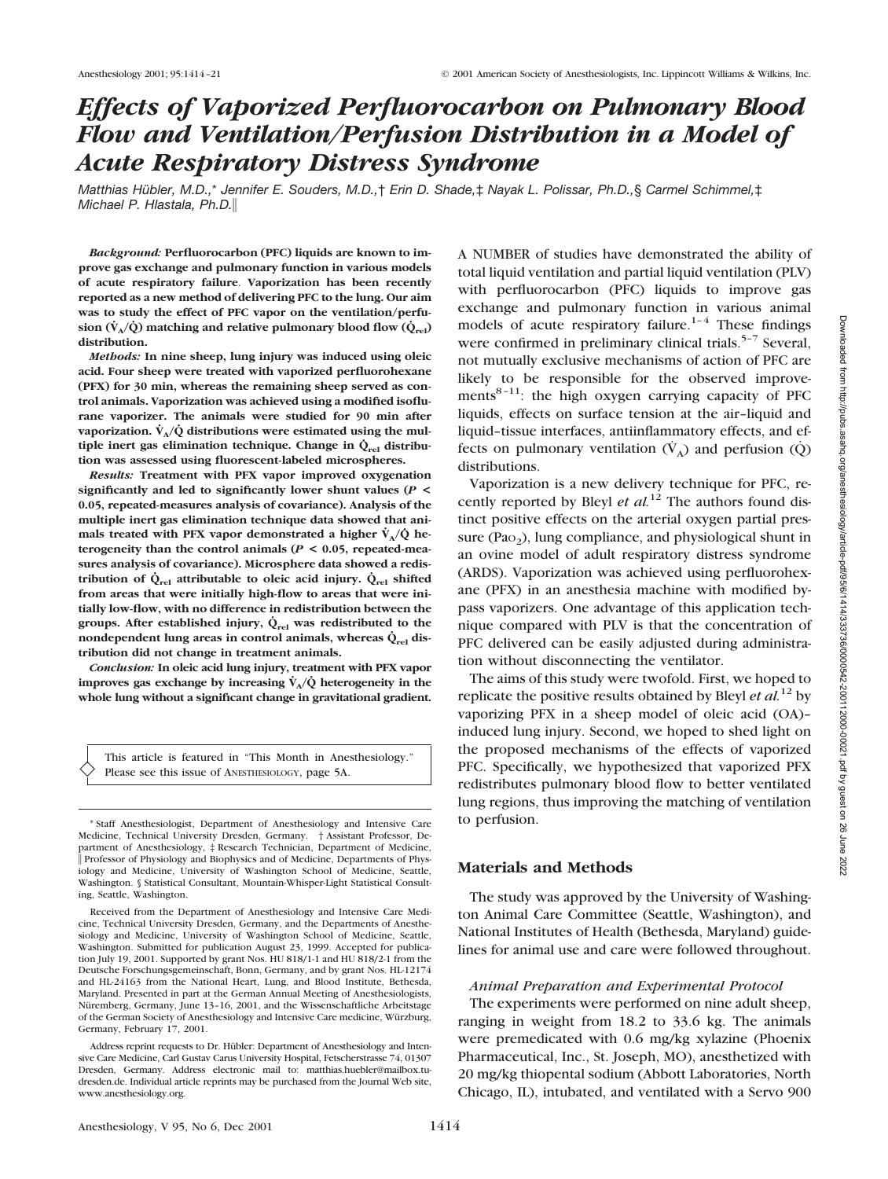# Effects of Vaporized Perfluorocarbon on Pulmonary Blood Flow and Ventilation/Perfusion Distribution in a Model of Acute Respiratory Distress Syndrome

*Matthias Hübler, M.D.,\* Jennifer E. Souders, M.D.,† Erin D. Shade,‡ Nayak L. Polissar, Ph.D.,§ Carmel Schimmel,‡ Michael P. Hlastala, Ph.D.‖*

***Background:*** **Perfluorocarbon (PFC) liquids are known to improve gas exchange and pulmonary function in various models of acute respiratory failure. Vaporization has been recently reported as a new method of delivering PFC to the lung. Our aim was to study the effect of PFC vapor on the ventilation/perfusion ($\dot{V}_A/\dot{Q}$) matching and relative pulmonary blood flow ($\dot{Q}_{rel}$) distribution.**

***Methods:*** **In nine sheep, lung injury was induced using oleic acid. Four sheep were treated with vaporized perfluorohexane (PFX) for 30 min, whereas the remaining sheep served as control animals. Vaporization was achieved using a modified isoflurane vaporizer. The animals were studied for 90 min after vaporization. $\dot{V}_A/\dot{Q}$ distributions were estimated using the multiple inert gas elimination technique. $\dot{Q}_{rel}$ distribution was assessed using fluorescent-labeled microspheres.**

***Results:*** **Treatment with PFX vapor improved oxygenation significantly and led to significantly lower shunt values ($P < 0.05$, repeated-measures analysis of covariance). Analysis of the multiple inert gas elimination technique data showed that animals treated with PFX vapor demonstrated a higher $\dot{V}_A/\dot{Q}$ heterogeneity than the control animals ($P < 0.05$, repeated-measures analysis of covariance). Microsphere data showed a redistribution of $\dot{Q}_{rel}$ attributable to oleic acid injury. $\dot{Q}_{rel}$ shifted from areas that were initially high-flow to areas that were initially low-flow, with no difference in redistribution between the groups. After established injury, $\dot{Q}_{rel}$ was redistributed to the nondependent lung areas in control animals, whereas $\dot{Q}_{rel}$ distribution did not change in treatment animals.**

***Conclusion:*** **In oleic acid lung injury, treatment with PFX vapor improves gas exchange by increasing $\dot{V}_A/\dot{Q}$ heterogeneity in the whole lung without a significant change in gravitational gradient.**

This article is featured in "This Month in Anesthesiology." Please see this issue of ANESTHESIOLOGY, page 5A.

A NUMBER of studies have demonstrated the ability of total liquid ventilation and partial liquid ventilation (PLV) with perfluorocarbon (PFC) liquids to improve gas exchange and pulmonary function in various animal models of acute respiratory failure.[1–4] These findings were confirmed in preliminary clinical trials.[5–7] Several, not mutually exclusive mechanisms of action of PFC are likely to be responsible for the observed improvements[8–11]: the high oxygen carrying capacity of PFC liquids, effects on surface tension at the air–liquid and liquid–tissue interfaces, antiinflammatory effects, and effects on pulmonary ventilation ($\dot{V}_A$) and perfusion ($\dot{Q}$) distributions.

Vaporization is a new delivery technique for PFC, recently reported by Bleyl *et al.*[12] The authors found distinct positive effects on the arterial oxygen partial pressure ($Pa_{O_2}$), lung compliance, and physiological shunt in an ovine model of adult respiratory distress syndrome (ARDS). Vaporization was achieved using perfluorohexane (PFX) in an anesthesia machine with modified bypass vaporizers. One advantage of this application technique compared with PLV is that the concentration of PFC delivered can be easily adjusted during administration without disconnecting the ventilator.

The aims of this study were twofold. First, we hoped to replicate the positive results obtained by Bleyl *et al.*[12] by vaporizing PFX in a sheep model of oleic acid (OA)–induced lung injury. Second, we hoped to shed light on the proposed mechanisms of the effects of vaporized PFC. Specifically, we hypothesized that vaporized PFX redistributes pulmonary blood flow to better ventilated lung regions, thus improving the matching of ventilation to perfusion.

## Materials and Methods

The study was approved by the University of Washington Animal Care Committee (Seattle, Washington), and National Institutes of Health (Bethesda, Maryland) guidelines for animal use and care were followed throughout.

### *Animal Preparation and Experimental Protocol*

The experiments were performed on nine adult sheep, ranging in weight from 18.2 to 33.6 kg. The animals were premedicated with 0.6 mg/kg xylazine (Phoenix Pharmaceutical, Inc., St. Joseph, MO), anesthetized with 20 mg/kg thiopental sodium (Abbott Laboratories, North Chicago, IL), intubated, and ventilated with a Servo 900

---

\* Staff Anesthesiologist, Department of Anesthesiology and Intensive Care Medicine, Technical University Dresden, Germany. † Assistant Professor, Department of Anesthesiology, ‡ Research Technician, Department of Medicine, ‖ Professor of Physiology and Biophysics and of Medicine, Departments of Physiology and Medicine, University of Washington School of Medicine, Seattle, Washington. § Statistical Consultant, Mountain-Whisper-Light Statistical Consulting, Seattle, Washington.

Received from the Department of Anesthesiology and Intensive Care Medicine, Technical University Dresden, Germany, and the Departments of Anesthesiology and Medicine, University of Washington School of Medicine, Seattle, Washington. Submitted for publication August 23, 1999. Accepted for publication July 19, 2001. Supported by grant Nos. HU 818/1-1 and HU 818/2-1 from the Deutsche Forschungsgemeinschaft, Bonn, Germany, and by grant Nos. HL-12174 and HL-24163 from the National Heart, Lung, and Blood Institute, Bethesda, Maryland. Presented in part at the German Annual Meeting of Anesthesiologists, Nüremberg, Germany, June 13–16, 2001, and the Wissenschaftliche Arbeitstage of the German Society of Anesthesiology and Intensive Care medicine, Würzburg, Germany, February 17, 2001.

Address reprint requests to Dr. Hübler: Department of Anesthesiology and Intensive Care Medicine, Carl Gustav Carus University Hospital, Fetscherstrasse 74, 01307 Dresden, Germany. Address electronic mail to: matthias.huebler@mailbox.tu-dresden.de. Individual article reprints may be purchased from the Journal Web site, www.anesthesiology.org.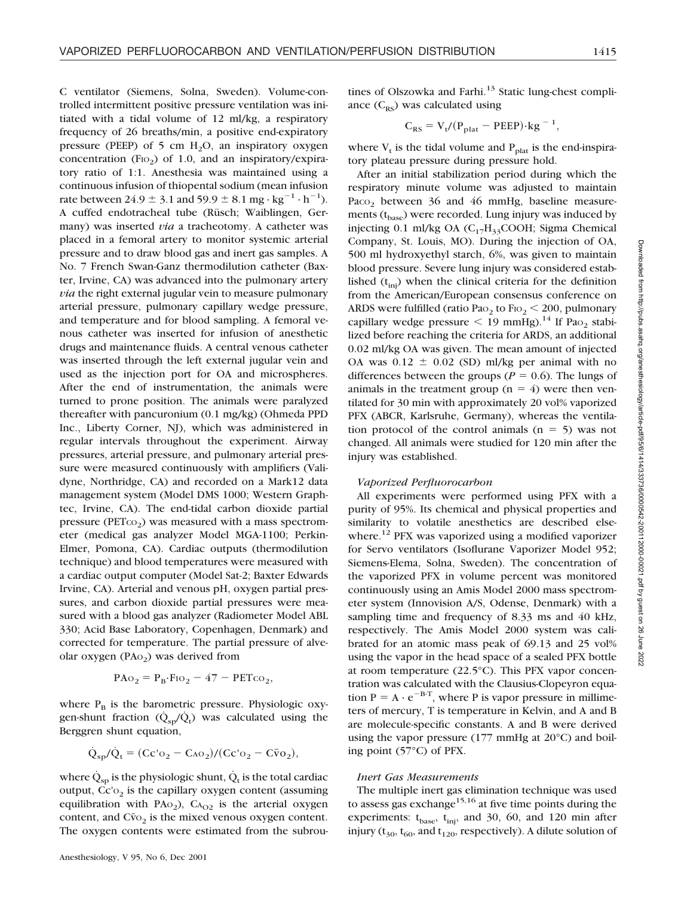C ventilator (Siemens, Solna, Sweden). Volume-controlled intermittent positive pressure ventilation was initiated with a tidal volume of 12 ml/kg, a respiratory frequency of 26 breaths/min, a positive end-expiratory pressure (PEEP) of 5 cm $H_2O$, an inspiratory oxygen concentration ($F_{IO_2}$) of 1.0, and an inspiratory/expiratory ratio of 1:1. Anesthesia was maintained using a continuous infusion of thiopental sodium (mean infusion rate between 24.9 ± 3.1 and 59.9 ± 8.1 mg · kg$^{-1}$ · h$^{-1}$). A cuffed endotracheal tube (Rüsch; Waiblingen, Germany) was inserted *via* a tracheotomy. A catheter was placed in a femoral artery to monitor systemic arterial pressure and to draw blood gas and inert gas samples. A No. 7 French Swan-Ganz thermodilution catheter (Baxter, Irvine, CA) was advanced into the pulmonary artery *via* the right external jugular vein to measure pulmonary arterial pressure, pulmonary capillary wedge pressure, and temperature and for blood sampling. A femoral venous catheter was inserted for infusion of anesthetic drugs and maintenance fluids. A central venous catheter was inserted through the left external jugular vein and used as the injection port for OA and microspheres. After the end of instrumentation, the animals were turned to prone position. The animals were paralyzed thereafter with pancuronium (0.1 mg/kg) (Ohmeda PPD Inc., Liberty Corner, NJ), which was administered in regular intervals throughout the experiment. Airway pressures, arterial pressure, and pulmonary arterial pressure were measured continuously with amplifiers (Validyne, Northridge, CA) and recorded on a Mark12 data management system (Model DMS 1000; Western Graphtec, Irvine, CA). The end-tidal carbon dioxide partial pressure ($P_{ETCO_2}$) was measured with a mass spectrometer (medical gas analyzer Model MGA-1100; Perkin-Elmer, Pomona, CA). Cardiac outputs (thermodilution technique) and blood temperatures were measured with a cardiac output computer (Model Sat-2; Baxter Edwards Irvine, CA). Arterial and venous pH, oxygen partial pressures, and carbon dioxide partial pressures were measured with a blood gas analyzer (Radiometer Model ABL 330; Acid Base Laboratory, Copenhagen, Denmark) and corrected for temperature. The partial pressure of alveolar oxygen ($P_{AO_2}$) was derived from

$$P_{AO_2} = P_B \cdot F_{IO_2} - 47 - P_{ETCO_2},$$

where $P_B$ is the barometric pressure. Physiologic oxygen-shunt fraction ($\dot{Q}_{sp}/\dot{Q}_t$) was calculated using the Berggren shunt equation,

$$\dot{Q}_{sp}/\dot{Q}_t = (Cc'_{O_2} - C_{AO_2})/(Cc'_{O_2} - C\bar{v}_{O_2}),$$

where $\dot{Q}_{sp}$ is the physiologic shunt, $\dot{Q}_t$ is the total cardiac output, $Cc'_{O_2}$ is the capillary oxygen content (assuming equilibration with $P_{AO_2}$), $C_{A_{O2}}$ is the arterial oxygen content, and $C\bar{v}_{O_2}$ is the mixed venous oxygen content. The oxygen contents were estimated from the subroutines of Olszowka and Farhi.[13] Static lung-chest compliance ($C_{RS}$) was calculated using

$$C_{RS} = V_t/(P_{plat} - \text{PEEP}) \cdot \text{kg}^{-1},$$

where $V_t$ is the tidal volume and $P_{plat}$ is the end-inspiratory plateau pressure during pressure hold.

After an initial stabilization period during which the respiratory minute volume was adjusted to maintain $Pa_{CO_2}$ between 36 and 46 mmHg, baseline measurements ($t_{base}$) were recorded. Lung injury was induced by injecting 0.1 ml/kg OA ($C_{17}H_{33}COOH$; Sigma Chemical Company, St. Louis, MO). During the injection of OA, 500 ml hydroxyethyl starch, 6%, was given to maintain blood pressure. Severe lung injury was considered established ($t_{inj}$) when the clinical criteria for the definition from the American/European consensus conference on ARDS were fulfilled (ratio $Pa_{O_2}$ to $F_{IO_2} < 200$, pulmonary capillary wedge pressure < 19 mmHg).[14] If $Pa_{O_2}$ stabilized before reaching the criteria for ARDS, an additional 0.02 ml/kg OA was given. The mean amount of injected OA was 0.12 ± 0.02 (SD) ml/kg per animal with no differences between the groups ($P = 0.6$). The lungs of animals in the treatment group ($n = 4$) were then ventilated for 30 min with approximately 20 vol% vaporized PFX (ABCR, Karlsruhe, Germany), whereas the ventilation protocol of the control animals ($n = 5$) was not changed. All animals were studied for 120 min after the injury was established.

### *Vaporized Perfluorocarbon*

All experiments were performed using PFX with a purity of 95%. Its chemical and physical properties and similarity to volatile anesthetics are described elsewhere.[12] PFX was vaporized using a modified vaporizer for Servo ventilators (Isoflurane Vaporizer Model 952; Siemens-Elema, Solna, Sweden). The concentration of the vaporized PFX in volume percent was monitored continuously using an Amis Model 2000 mass spectrometer system (Innovision A/S, Odense, Denmark) with a sampling time and frequency of 8.33 ms and 40 kHz, respectively. The Amis Model 2000 system was calibrated for an atomic mass peak of 69.13 and 25 vol% using the vapor in the head space of a sealed PFX bottle at room temperature (22.5°C). This PFX vapor concentration was calculated with the Clausius-Clopeyron equation $P = A \cdot e^{-B \cdot T}$, where P is vapor pressure in millimeters of mercury, T is temperature in Kelvin, and A and B are molecule-specific constants. A and B were derived using the vapor pressure (177 mmHg at 20°C) and boiling point (57°C) of PFX.

### *Inert Gas Measurements*

The multiple inert gas elimination technique was used to assess gas exchange[15,16] at five time points during the experiments: $t_{base}$, $t_{inj}$, and 30, 60, and 120 min after injury ($t_{30}$, $t_{60}$, and $t_{120}$, respectively). A dilute solution of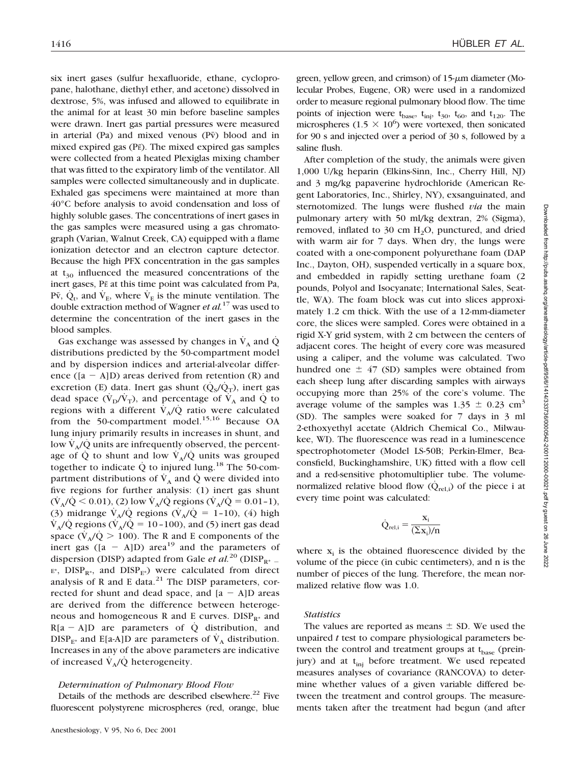six inert gases (sulfur hexafluoride, ethane, cyclopropane, halothane, diethyl ether, and acetone) dissolved in dextrose, 5%, was infused and allowed to equilibrate in the animal for at least 30 min before baseline samples were drawn. Inert gas partial pressures were measured in arterial (Pa) and mixed venous ($P\bar{v}$) blood and in mixed expired gas ($P\bar{E}$). The mixed expired gas samples were collected from a heated Plexiglas mixing chamber that was fitted to the expiratory limb of the ventilator. All samples were collected simultaneously and in duplicate. Exhaled gas specimens were maintained at more than 40°C before analysis to avoid condensation and loss of highly soluble gases. The concentrations of inert gases in the gas samples were measured using a gas chromatograph (Varian, Walnut Creek, CA) equipped with a flame ionization detector and an electron capture detector. Because the high PFX concentration in the gas samples at $t_{30}$ influenced the measured concentrations of the inert gases, $P\bar{E}$ at this time point was calculated from Pa, $P\bar{v}$, $\dot{Q}_t$, and $\dot{V}_E$, where $\dot{V}_E$ is the minute ventilation. The double extraction method of Wagner *et al.*[17] was used to determine the concentration of the inert gases in the blood samples.

Gas exchange was assessed by changes in $\dot{V}_A$ and $\dot{Q}$ distributions predicted by the 50-compartment model and by dispersion indices and arterial-alveolar difference ([a − A]D) areas derived from retention (R) and excretion (E) data. Inert gas shunt ($\dot{Q}_S/\dot{Q}_T$), inert gas dead space ($\dot{V}_D/\dot{V}_T$), and percentage of $\dot{V}_A$ and $\dot{Q}$ to regions with a different $\dot{V}_A/\dot{Q}$ ratio were calculated from the 50-compartment model.[15,16] Because OA lung injury primarily results in increases in shunt, and low $\dot{V}_A/\dot{Q}$ units are infrequently observed, the percentage of $\dot{Q}$ to shunt and low $\dot{V}_A/\dot{Q}$ units was grouped together to indicate $\dot{Q}$ to injured lung.[18] The 50-compartment distributions of $\dot{V}_A$ and $\dot{Q}$ were divided into five regions for further analysis: (1) inert gas shunt ($\dot{V}_A/\dot{Q} < 0.01$), (2) low $\dot{V}_A/\dot{Q}$ regions ($\dot{V}_A/\dot{Q} = 0.01$–1), (3) midrange $\dot{V}_A/\dot{Q}$ regions ($\dot{V}_A/\dot{Q} = 1$–10), (4) high $\dot{V}_A/\dot{Q}$ regions ($\dot{V}_A/\dot{Q} = 10$–100), and (5) inert gas dead space ($\dot{V}_A/\dot{Q} > 100$). The R and E components of the inert gas ([a − A]D) area[19] and the parameters of dispersion (DISP) adapted from Gale *et al.*[20] ($DISP_{R^*-E^*}$, $DISP_{R^*}$, and $DISP_{E^*}$) were calculated from direct analysis of R and E data.[21] The DISP parameters, corrected for shunt and dead space, and [a − A]D areas are derived from the difference between heterogeneous and homogeneous R and E curves. $DISP_{R^*}$ and R[a − A]D are parameters of $\dot{Q}$ distribution, and $DISP_{E^*}$ and E[a-A]D are parameters of $\dot{V}_A$ distribution. Increases in any of the above parameters are indicative of increased $\dot{V}_A/\dot{Q}$ heterogeneity.

### *Determination of Pulmonary Blood Flow*

Details of the methods are described elsewhere.[22] Five fluorescent polystyrene microspheres (red, orange, blue green, yellow green, and crimson) of 15-μm diameter (Molecular Probes, Eugene, OR) were used in a randomized order to measure regional pulmonary blood flow. The time points of injection were $t_{base}$, $t_{inj}$, $t_{30}$, $t_{60}$, and $t_{120}$. The microspheres ($1.5 \times 10^6$) were vortexed, then sonicated for 90 s and injected over a period of 30 s, followed by a saline flush.

After completion of the study, the animals were given 1,000 U/kg heparin (Elkins-Sinn, Inc., Cherry Hill, NJ) and 3 mg/kg papaverine hydrochloride (American Regent Laboratories, Inc., Shirley, NY), exsanguinated, and sternotomized. The lungs were flushed *via* the main pulmonary artery with 50 ml/kg dextran, 2% (Sigma), removed, inflated to 30 cm $H_2O$, punctured, and dried with warm air for 7 days. When dry, the lungs were coated with a one-component polyurethane foam (DAP Inc., Dayton, OH), suspended vertically in a square box, and embedded in rapidly setting urethane foam (2 pounds, Polyol and Isocyanate; International Sales, Seattle, WA). The foam block was cut into slices approximately 1.2 cm thick. With the use of a 12-mm-diameter core, the slices were sampled. Cores were obtained in a rigid X-Y grid system, with 2 cm between the centers of adjacent cores. The height of every core was measured using a caliper, and the volume was calculated. Two hundred one ± 47 (SD) samples were obtained from each sheep lung after discarding samples with airways occupying more than 25% of the core's volume. The average volume of the samples was $1.35 \pm 0.23$ cm$^3$ (SD). The samples were soaked for 7 days in 3 ml 2-ethoxyethyl acetate (Aldrich Chemical Co., Milwaukee, WI). The fluorescence was read in a luminescence spectrophotometer (Model LS-50B; Perkin-Elmer, Beaconsfield, Buckinghamshire, UK) fitted with a flow cell and a red-sensitive photomultiplier tube. The volume-normalized relative blood flow ($\dot{Q}_{rel,i}$) of the piece i at every time point was calculated:

$$\dot{Q}_{rel,i} = \frac{x_i}{(\Sigma x_i)/n}$$

where $x_i$ is the obtained fluorescence divided by the volume of the piece (in cubic centimeters), and n is the number of pieces of the lung. Therefore, the mean normalized relative flow was 1.0.

### *Statistics*

The values are reported as means ± SD. We used the unpaired *t* test to compare physiological parameters between the control and treatment groups at $t_{base}$ (preinjury) and at $t_{inj}$ before treatment. We used repeated measures analyses of covariance (RANCOVA) to determine whether values of a given variable differed between the treatment and control groups. The measurements taken after the treatment had begun (and after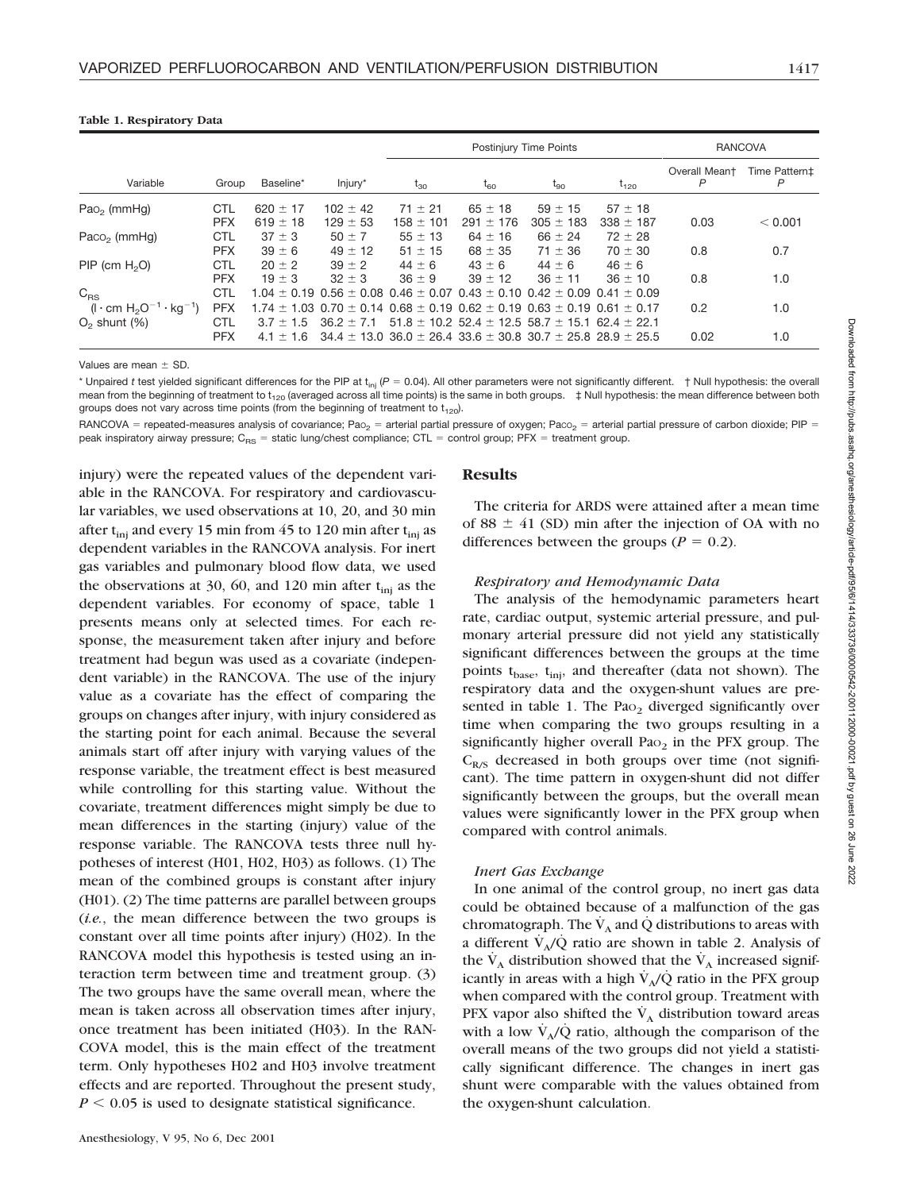**Table 1. Respiratory Data**

| Variable | Group | Baseline* | Injury* | Postinjury Time Points | | | | RANCOVA | |
|---|---|---|---|---|---|---|---|---|---|
| | | | | $t_{30}$ | $t_{60}$ | $t_{90}$ | $t_{120}$ | Overall Mean† P | Time Pattern‡ P |
| $Pa_{O_2}$ (mmHg) | CTL | 620 ± 17 | 102 ± 42 | 71 ± 21 | 65 ± 18 | 59 ± 15 | 57 ± 18 | | |
| | PFX | 619 ± 18 | 129 ± 53 | 158 ± 101 | 291 ± 176 | 305 ± 183 | 338 ± 187 | 0.03 | < 0.001 |
| $Pa_{CO_2}$ (mmHg) | CTL | 37 ± 3 | 50 ± 7 | 55 ± 13 | 64 ± 16 | 66 ± 24 | 72 ± 28 | | |
| | PFX | 39 ± 6 | 49 ± 12 | 51 ± 15 | 68 ± 35 | 71 ± 36 | 70 ± 30 | 0.8 | 0.7 |
| PIP (cm $H_2O$) | CTL | 20 ± 2 | 39 ± 2 | 44 ± 6 | 43 ± 6 | 44 ± 6 | 46 ± 6 | | |
| | PFX | 19 ± 3 | 32 ± 3 | 36 ± 9 | 39 ± 12 | 36 ± 11 | 36 ± 10 | 0.8 | 1.0 |
| $C_{RS}$ | CTL | 1.04 ± 0.19 | 0.56 ± 0.08 | 0.46 ± 0.07 | 0.43 ± 0.10 | 0.42 ± 0.09 | 0.41 ± 0.09 | | |
| ($l \cdot cm\ H_2O^{-1} \cdot kg^{-1}$) | PFX | 1.74 ± 1.03 | 0.70 ± 0.14 | 0.68 ± 0.19 | 0.62 ± 0.19 | 0.63 ± 0.19 | 0.61 ± 0.17 | 0.2 | 1.0 |
| $O_2$ shunt (%) | CTL | 3.7 ± 1.5 | 36.2 ± 7.1 | 51.8 ± 10.2 | 52.4 ± 12.5 | 58.7 ± 15.1 | 62.4 ± 22.1 | | |
| | PFX | 4.1 ± 1.6 | 34.4 ± 13.0 | 36.0 ± 26.4 | 33.6 ± 30.8 | 30.7 ± 25.8 | 28.9 ± 25.5 | 0.02 | 1.0 |

Values are mean ± SD.

* Unpaired *t* test yielded significant differences for the PIP at $t_{inj}$ ($P = 0.04$). All other parameters were not significantly different. † Null hypothesis: the overall mean from the beginning of treatment to $t_{120}$ (averaged across all time points) is the same in both groups. ‡ Null hypothesis: the mean difference between both groups does not vary across time points (from the beginning of treatment to $t_{120}$).

RANCOVA = repeated-measures analysis of covariance; $Pa_{O_2}$ = arterial partial pressure of oxygen; $Pa_{CO_2}$ = arterial partial pressure of carbon dioxide; PIP = peak inspiratory airway pressure; $C_{RS}$ = static lung/chest compliance; CTL = control group; PFX = treatment group.

injury) were the repeated values of the dependent variable in the RANCOVA. For respiratory and cardiovascular variables, we used observations at 10, 20, and 30 min after $t_{inj}$ and every 15 min from 45 to 120 min after $t_{inj}$ as dependent variables in the RANCOVA analysis. For inert gas variables and pulmonary blood flow data, we used the observations at 30, 60, and 120 min after $t_{inj}$ as the dependent variables. For economy of space, table 1 presents means only at selected times. For each response, the measurement taken after injury and before treatment had begun was used as a covariate (independent variable) in the RANCOVA. The use of the injury value as a covariate has the effect of comparing the groups on changes after injury, with injury considered as the starting point for each animal. Because the several animals start off after injury with varying values of the response variable, the treatment effect is best measured while controlling for this starting value. Without the covariate, treatment differences might simply be due to mean differences in the starting (injury) value of the response variable. The RANCOVA tests three null hypotheses of interest (H01, H02, H03) as follows. (1) The mean of the combined groups is constant after injury (H01). (2) The time patterns are parallel between groups (*i.e.*, the mean difference between the two groups is constant over all time points after injury) (H02). In the RANCOVA model this hypothesis is tested using an interaction term between time and treatment group. (3) The two groups have the same overall mean, where the mean is taken across all observation times after injury, once treatment has been initiated (H03). In the RANCOVA model, this is the main effect of the treatment term. Only hypotheses H02 and H03 involve treatment effects and are reported. Throughout the present study, $P < 0.05$ is used to designate statistical significance.

## Results

The criteria for ARDS were attained after a mean time of 88 ± 41 (SD) min after the injection of OA with no differences between the groups ($P = 0.2$).

### *Respiratory and Hemodynamic Data*

The analysis of the hemodynamic parameters heart rate, cardiac output, systemic arterial pressure, and pulmonary arterial pressure did not yield any statistically significant differences between the groups at the time points $t_{base}$, $t_{inj}$, and thereafter (data not shown). The respiratory data and the oxygen-shunt values are presented in table 1. The $Pa_{O_2}$ diverged significantly over time when comparing the two groups resulting in a significantly higher overall $Pa_{O_2}$ in the PFX group. The $C_{R/S}$ decreased in both groups over time (not significant). The time pattern in oxygen-shunt did not differ significantly between the groups, but the overall mean values were significantly lower in the PFX group when compared with control animals.

### *Inert Gas Exchange*

In one animal of the control group, no inert gas data could be obtained because of a malfunction of the gas chromatograph. The $\dot{V}_A$ and $\dot{Q}$ distributions to areas with a different $\dot{V}_A/\dot{Q}$ ratio are shown in table 2. Analysis of the $\dot{V}_A$ distribution showed that the $\dot{V}_A$ increased significantly in areas with a high $\dot{V}_A/\dot{Q}$ ratio in the PFX group when compared with the control group. Treatment with PFX vapor also shifted the $\dot{V}_A$ distribution toward areas with a low $\dot{V}_A/\dot{Q}$ ratio, although the comparison of the overall means of the two groups did not yield a statistically significant difference. The changes in inert gas shunt were comparable with the values obtained from the oxygen-shunt calculation.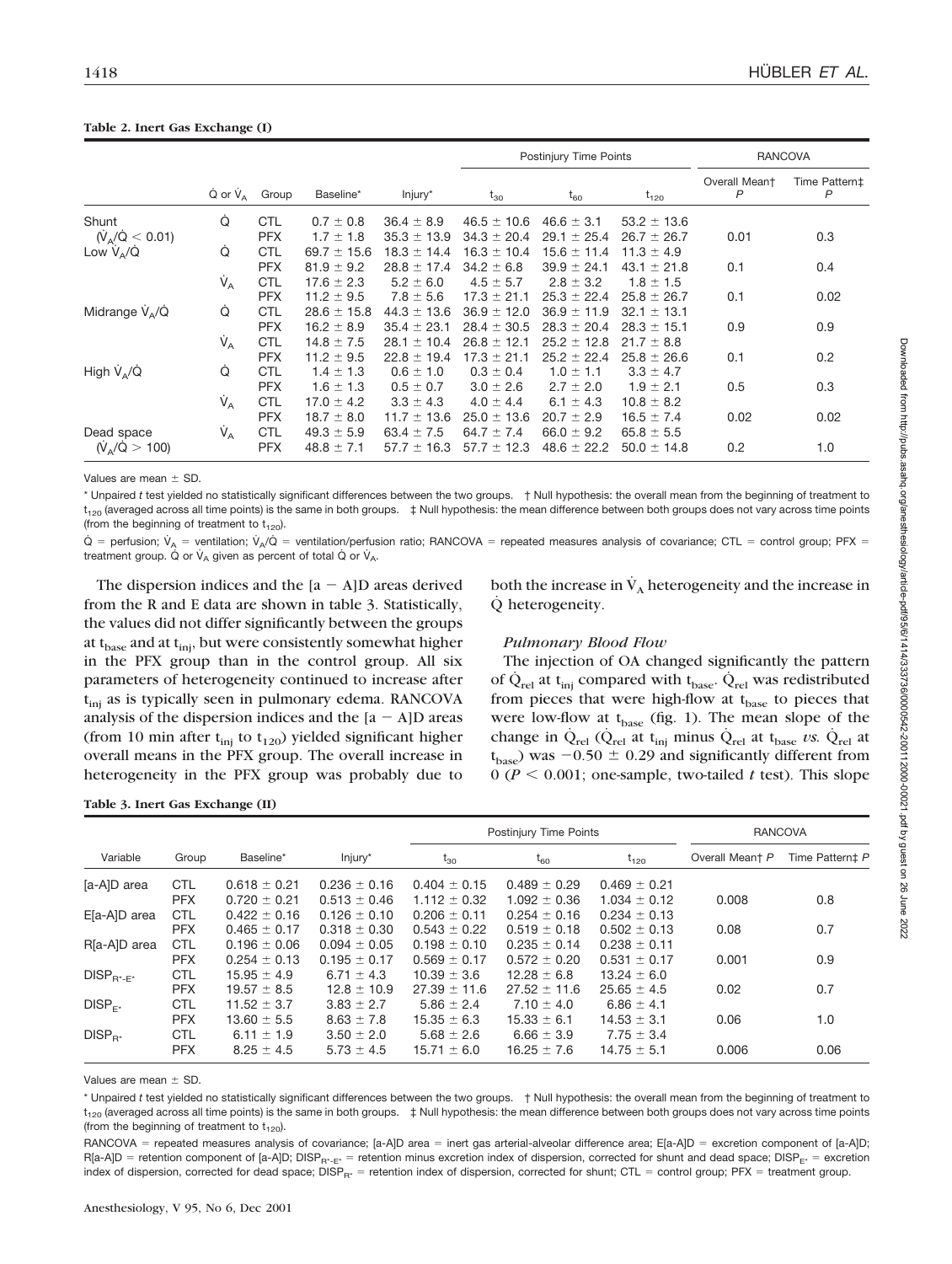**Table 2. Inert Gas Exchange (I)**

| | $\dot{Q}$ or $\dot{V}_A$ | Group | Baseline* | Injury* | Postinjury Time Points | | | RANCOVA | |
|---|---|---|---|---|---|---|---|---|---|
| | | | | | $t_{30}$ | $t_{60}$ | $t_{120}$ | Overall Mean† P | Time Pattern‡ P |
| Shunt ($\dot{V}_A/\dot{Q} < 0.01$) | $\dot{Q}$ | CTL | 0.7 ± 0.8 | 36.4 ± 8.9 | 46.5 ± 10.6 | 46.6 ± 3.1 | 53.2 ± 13.6 | | |
| | | PFX | 1.7 ± 1.8 | 35.3 ± 13.9 | 34.3 ± 20.4 | 29.1 ± 25.4 | 26.7 ± 26.7 | 0.01 | 0.3 |
| Low $\dot{V}_A/\dot{Q}$ | $\dot{Q}$ | CTL | 69.7 ± 15.6 | 18.3 ± 14.4 | 16.3 ± 10.4 | 15.6 ± 11.4 | 11.3 ± 4.9 | | |
| | | PFX | 81.9 ± 9.2 | 28.8 ± 17.4 | 34.2 ± 6.8 | 39.9 ± 24.1 | 43.1 ± 21.8 | 0.1 | 0.4 |
| | $\dot{V}_A$ | CTL | 17.6 ± 2.3 | 5.2 ± 6.0 | 4.5 ± 5.7 | 2.8 ± 3.2 | 1.8 ± 1.5 | | |
| | | PFX | 11.2 ± 9.5 | 7.8 ± 5.6 | 17.3 ± 21.1 | 25.3 ± 22.4 | 25.8 ± 26.7 | 0.1 | 0.02 |
| Midrange $\dot{V}_A/\dot{Q}$ | $\dot{Q}$ | CTL | 28.6 ± 15.8 | 44.3 ± 13.6 | 36.9 ± 12.0 | 36.9 ± 11.9 | 32.1 ± 13.1 | | |
| | | PFX | 16.2 ± 8.9 | 35.4 ± 23.1 | 28.4 ± 30.5 | 28.3 ± 20.4 | 28.3 ± 15.1 | 0.9 | 0.9 |
| | $\dot{V}_A$ | CTL | 14.8 ± 7.5 | 28.1 ± 10.4 | 26.8 ± 12.1 | 25.2 ± 12.8 | 21.7 ± 8.8 | | |
| | | PFX | 11.2 ± 9.5 | 22.8 ± 19.4 | 17.3 ± 21.1 | 25.2 ± 22.4 | 25.8 ± 26.6 | 0.1 | 0.2 |
| High $\dot{V}_A/\dot{Q}$ | $\dot{Q}$ | CTL | 1.4 ± 1.3 | 0.6 ± 1.0 | 0.3 ± 0.4 | 1.0 ± 1.1 | 3.3 ± 4.7 | | |
| | | PFX | 1.6 ± 1.3 | 0.5 ± 0.7 | 3.0 ± 2.6 | 2.7 ± 2.0 | 1.9 ± 2.1 | 0.5 | 0.3 |
| | $\dot{V}_A$ | CTL | 17.0 ± 4.2 | 3.3 ± 4.3 | 4.0 ± 4.4 | 6.1 ± 4.3 | 10.8 ± 8.2 | | |
| | | PFX | 18.7 ± 8.0 | 11.7 ± 13.6 | 25.0 ± 13.6 | 20.7 ± 2.9 | 16.5 ± 7.4 | 0.02 | 0.02 |
| Dead space ($\dot{V}_A/\dot{Q} > 100$) | $\dot{V}_A$ | CTL | 49.3 ± 5.9 | 63.4 ± 7.5 | 64.7 ± 7.4 | 66.0 ± 9.2 | 65.8 ± 5.5 | | |
| | | PFX | 48.8 ± 7.1 | 57.7 ± 16.3 | 57.7 ± 12.3 | 48.6 ± 22.2 | 50.0 ± 14.8 | 0.2 | 1.0 |

Values are mean ± SD.

* Unpaired *t* test yielded no statistically significant differences between the two groups. † Null hypothesis: the overall mean from the beginning of treatment to $t_{120}$ (averaged across all time points) is the same in both groups. ‡ Null hypothesis: the mean difference between both groups does not vary across time points (from the beginning of treatment to $t_{120}$).

$\dot{Q}$ = perfusion; $\dot{V}_A$ = ventilation; $\dot{V}_A/\dot{Q}$ = ventilation/perfusion ratio; RANCOVA = repeated measures analysis of covariance; CTL = control group; PFX = treatment group. $\dot{Q}$ or $\dot{V}_A$ given as percent of total $\dot{Q}$ or $\dot{V}_A$.

The dispersion indices and the [a − A]D areas derived from the R and E data are shown in table 3. Statistically, the values did not differ significantly between the groups at $t_{base}$ and at $t_{inj}$, but were consistently somewhat higher in the PFX group than in the control group. All six parameters of heterogeneity continued to increase after $t_{inj}$ as is typically seen in pulmonary edema. RANCOVA analysis of the dispersion indices and the [a − A]D areas (from 10 min after $t_{inj}$ to $t_{120}$) yielded significant higher overall means in the PFX group. The overall increase in heterogeneity in the PFX group was probably due to both the increase in $\dot{V}_A$ heterogeneity and the increase in $\dot{Q}$ heterogeneity.

### *Pulmonary Blood Flow*

The injection of OA changed significantly the pattern of $\dot{Q}_{rel}$ at $t_{inj}$ compared with $t_{base}$. $\dot{Q}_{rel}$ was redistributed from pieces that were high-flow at $t_{base}$ to pieces that were low-flow at $t_{base}$ (fig. 1). The mean slope of the change in $\dot{Q}_{rel}$ ($\dot{Q}_{rel}$ at $t_{inj}$ minus $\dot{Q}_{rel}$ at $t_{base}$ *vs.* $\dot{Q}_{rel}$ at $t_{base}$) was −0.50 ± 0.29 and significantly different from 0 ($P < 0.001$; one-sample, two-tailed *t* test). This slope

**Table 3. Inert Gas Exchange (II)**

| Variable | Group | Baseline* | Injury* | Postinjury Time Points | | | RANCOVA | |
|---|---|---|---|---|---|---|---|---|
| | | | | $t_{30}$ | $t_{60}$ | $t_{120}$ | Overall Mean† P | Time Pattern‡ P |
| [a-A]D area | CTL | 0.618 ± 0.21 | 0.236 ± 0.16 | 0.404 ± 0.15 | 0.489 ± 0.29 | 0.469 ± 0.21 | | |
| | PFX | 0.720 ± 0.21 | 0.513 ± 0.46 | 1.112 ± 0.32 | 1.092 ± 0.36 | 1.034 ± 0.12 | 0.008 | 0.8 |
| E[a-A]D area | CTL | 0.422 ± 0.16 | 0.126 ± 0.10 | 0.206 ± 0.11 | 0.254 ± 0.16 | 0.234 ± 0.13 | | |
| | PFX | 0.465 ± 0.17 | 0.318 ± 0.30 | 0.543 ± 0.22 | 0.519 ± 0.18 | 0.502 ± 0.13 | 0.08 | 0.7 |
| R[a-A]D area | CTL | 0.196 ± 0.06 | 0.094 ± 0.05 | 0.198 ± 0.10 | 0.235 ± 0.14 | 0.238 ± 0.11 | | |
| | PFX | 0.254 ± 0.13 | 0.195 ± 0.17 | 0.569 ± 0.17 | 0.572 ± 0.20 | 0.531 ± 0.17 | 0.001 | 0.9 |
| $DISP_{R^*-E^*}$ | CTL | 15.95 ± 4.9 | 6.71 ± 4.3 | 10.39 ± 3.6 | 12.28 ± 6.8 | 13.24 ± 6.0 | | |
| | PFX | 19.57 ± 8.5 | 12.8 ± 10.9 | 27.39 ± 11.6 | 27.52 ± 11.6 | 25.65 ± 4.5 | 0.02 | 0.7 |
| $DISP_{E^*}$ | CTL | 11.52 ± 3.7 | 3.83 ± 2.7 | 5.86 ± 2.4 | 7.10 ± 4.0 | 6.86 ± 4.1 | | |
| | PFX | 13.60 ± 5.5 | 8.63 ± 7.8 | 15.35 ± 6.3 | 15.33 ± 6.1 | 14.53 ± 3.1 | 0.06 | 1.0 |
| $DISP_{R^*}$ | CTL | 6.11 ± 1.9 | 3.50 ± 2.0 | 5.68 ± 2.6 | 6.66 ± 3.9 | 7.75 ± 3.4 | | |
| | PFX | 8.25 ± 4.5 | 5.73 ± 4.5 | 15.71 ± 6.0 | 16.25 ± 7.6 | 14.75 ± 5.1 | 0.006 | 0.06 |

Values are mean ± SD.

* Unpaired *t* test yielded no statistically significant differences between the two groups. † Null hypothesis: the overall mean from the beginning of treatment to $t_{120}$ (averaged across all time points) is the same in both groups. ‡ Null hypothesis: the mean difference between both groups does not vary across time points (from the beginning of treatment to $t_{120}$).

RANCOVA = repeated measures analysis of covariance; [a-A]D area = inert gas arterial-alveolar difference area; E[a-A]D = excretion component of [a-A]D; R[a-A]D = retention component of [a-A]D; $DISP_{R^*-E^*}$ = retention minus excretion index of dispersion, corrected for shunt and dead space; $DISP_{E^*}$ = excretion index of dispersion, corrected for dead space; $DISP_{R^*}$ = retention index of dispersion, corrected for shunt; CTL = control group; PFX = treatment group.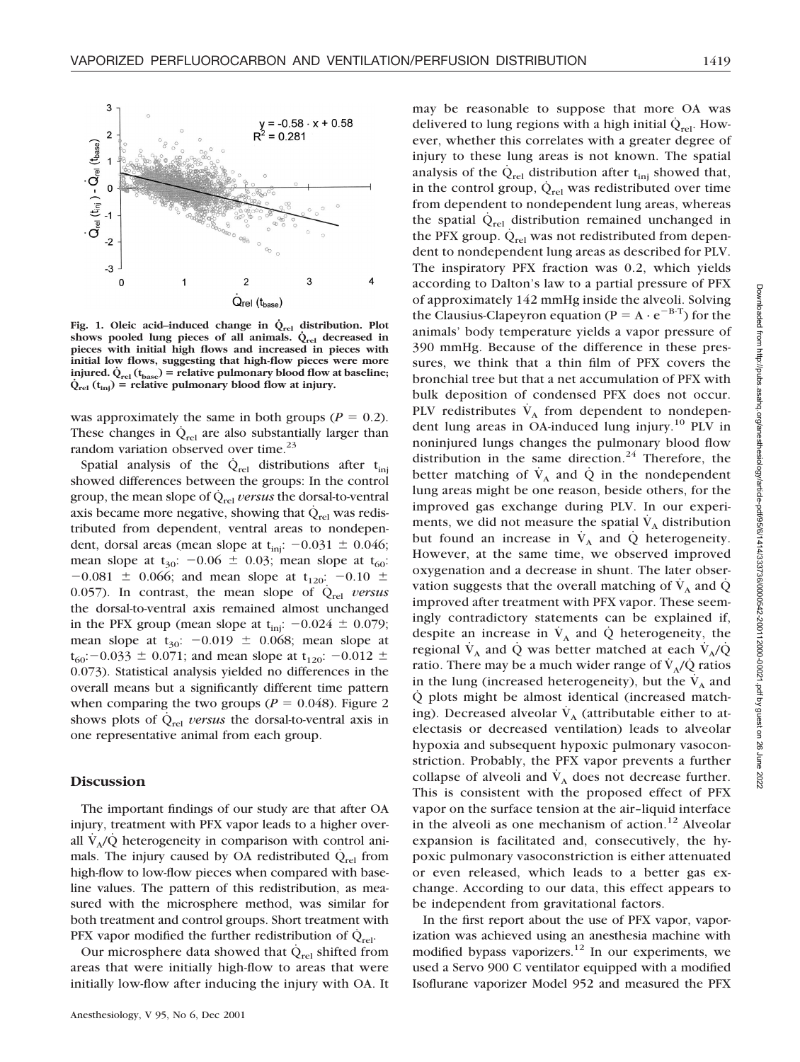Fig. 1. Oleic acid–induced change in $\dot{Q}_{rel}$ distribution. Plot shows pooled lung pieces of all animals. $\dot{Q}_{rel}$ decreased in pieces with initial high flows and increased in pieces with initial low flows, suggesting that high-flow pieces were more injured. $\dot{Q}_{rel}$ ($t_{base}$) = relative pulmonary blood flow at baseline; $\dot{Q}_{rel}$ ($t_{inj}$) = relative pulmonary blood flow at injury.

was approximately the same in both groups ($P = 0.2$). These changes in $\dot{Q}_{rel}$ are also substantially larger than random variation observed over time.[23]

Spatial analysis of the $\dot{Q}_{rel}$ distributions after $t_{inj}$ showed differences between the groups: In the control group, the mean slope of $\dot{Q}_{rel}$ *versus* the dorsal-to-ventral axis became more negative, showing that $\dot{Q}_{rel}$ was redistributed from dependent, ventral areas to nondependent, dorsal areas (mean slope at $t_{inj}$: $-0.031 \pm 0.046$; mean slope at $t_{30}$: $-0.06 \pm 0.03$; mean slope at $t_{60}$: $-0.081 \pm 0.066$; and mean slope at $t_{120}$: $-0.10 \pm 0.057$). In contrast, the mean slope of $\dot{Q}_{rel}$ *versus* the dorsal-to-ventral axis remained almost unchanged in the PFX group (mean slope at $t_{inj}$: $-0.024 \pm 0.079$; mean slope at $t_{30}$: $-0.019 \pm 0.068$; mean slope at $t_{60}$: $-0.033 \pm 0.071$; and mean slope at $t_{120}$: $-0.012 \pm 0.073$). Statistical analysis yielded no differences in the overall means but a significantly different time pattern when comparing the two groups ($P = 0.048$). Figure 2 shows plots of $\dot{Q}_{rel}$ *versus* the dorsal-to-ventral axis in one representative animal from each group.

## Discussion

The important findings of our study are that after OA injury, treatment with PFX vapor leads to a higher overall $\dot{V}_A/\dot{Q}$ heterogeneity in comparison with control animals. The injury caused by OA redistributed $\dot{Q}_{rel}$ from high-flow to low-flow pieces when compared with baseline values. The pattern of this redistribution, as measured with the microsphere method, was similar for both treatment and control groups. Short treatment with PFX vapor modified the further redistribution of $\dot{Q}_{rel}$.

Our microsphere data showed that $\dot{Q}_{rel}$ shifted from areas that were initially high-flow to areas that were initially low-flow after inducing the injury with OA. It may be reasonable to suppose that more OA was delivered to lung regions with a high initial $\dot{Q}_{rel}$. However, whether this correlates with a greater degree of injury to these lung areas is not known. The spatial analysis of the $\dot{Q}_{rel}$ distribution after $t_{inj}$ showed that, in the control group, $\dot{Q}_{rel}$ was redistributed over time from dependent to nondependent lung areas, whereas the spatial $\dot{Q}_{rel}$ distribution remained unchanged in the PFX group. $\dot{Q}_{rel}$ was not redistributed from dependent to nondependent lung areas as described for PLV. The inspiratory PFX fraction was 0.2, which yields according to Dalton's law to a partial pressure of PFX of approximately 142 mmHg inside the alveoli. Solving the Clausius-Clapeyron equation ($P = A \cdot e^{-B \cdot T}$) for the animals' body temperature yields a vapor pressure of 390 mmHg. Because of the difference in these pressures, we think that a thin film of PFX covers the bronchial tree but that a net accumulation of PFX with bulk deposition of condensed PFX does not occur. PLV redistributes $\dot{V}_A$ from dependent to nondependent lung areas in OA-induced lung injury.[10] PLV in noninjured lungs changes the pulmonary blood flow distribution in the same direction.[24] Therefore, the better matching of $\dot{V}_A$ and $\dot{Q}$ in the nondependent lung areas might be one reason, beside others, for the improved gas exchange during PLV. In our experiments, we did not measure the spatial $\dot{V}_A$ distribution but found an increase in $\dot{V}_A$ and $\dot{Q}$ heterogeneity. However, at the same time, we observed improved oxygenation and a decrease in shunt. The later observation suggests that the overall matching of $\dot{V}_A$ and $\dot{Q}$ improved after treatment with PFX vapor. These seemingly contradictory statements can be explained if, despite an increase in $\dot{V}_A$ and $\dot{Q}$ heterogeneity, the regional $\dot{V}_A$ and $\dot{Q}$ was better matched at each $\dot{V}_A/\dot{Q}$ ratio. There may be a much wider range of $\dot{V}_A/\dot{Q}$ ratios in the lung (increased heterogeneity), but the $\dot{V}_A$ and $\dot{Q}$ plots might be almost identical (increased matching). Decreased alveolar $\dot{V}_A$ (attributable either to atelectasis or decreased ventilation) leads to alveolar hypoxia and subsequent hypoxic pulmonary vasoconstriction. Probably, the PFX vapor prevents a further collapse of alveoli and $\dot{V}_A$ does not decrease further. This is consistent with the proposed effect of PFX vapor on the surface tension at the air–liquid interface in the alveoli as one mechanism of action.[12] Alveolar expansion is facilitated and, consecutively, the hypoxic pulmonary vasoconstriction is either attenuated or even released, which leads to a better gas exchange. According to our data, this effect appears to be independent from gravitational factors.

In the first report about the use of PFX vapor, vaporization was achieved using an anesthesia machine with modified bypass vaporizers.[12] In our experiments, we used a Servo 900 C ventilator equipped with a modified Isoflurane vaporizer Model 952 and measured the PFX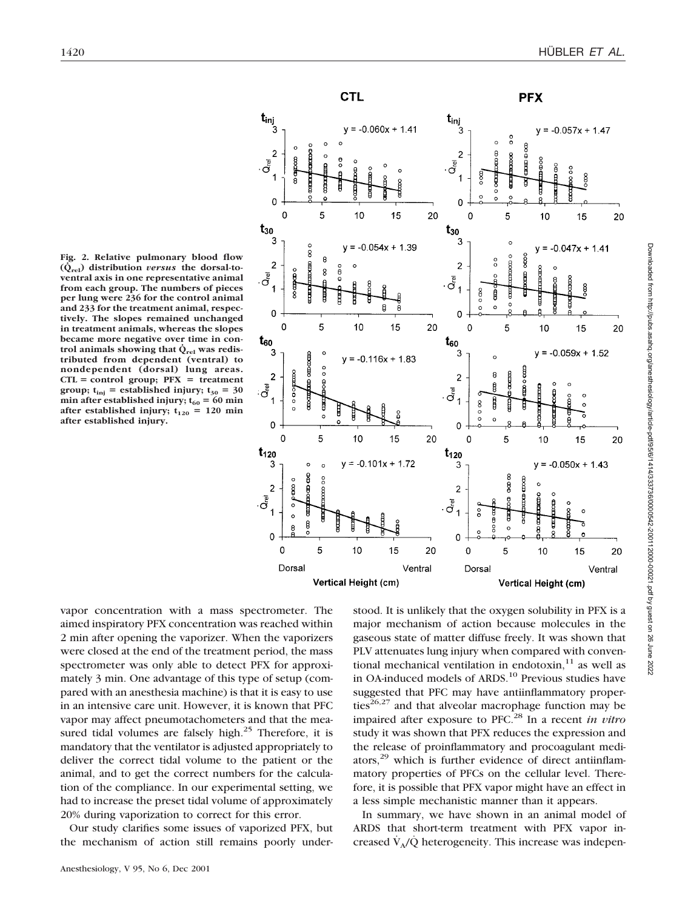Fig. 2. Relative pulmonary blood flow ($\dot{Q}_{rel}$) distribution *versus* the dorsal-to-ventral axis in one representative animal from each group. The numbers of pieces per lung were 236 for the control animal and 233 for the treatment animal, respectively. The slopes remained unchanged in treatment animals, whereas the slopes became more negative over time in control animals showing that $\dot{Q}_{rel}$ was redistributed from dependent (ventral) to nondependent (dorsal) lung areas. CTL = control group; PFX = treatment group; $t_{inj}$ = established injury; $t_{30}$ = 30 min after established injury; $t_{60}$ = 60 min after established injury; $t_{120}$ = 120 min after established injury.

vapor concentration with a mass spectrometer. The aimed inspiratory PFX concentration was reached within 2 min after opening the vaporizer. When the vaporizers were closed at the end of the treatment period, the mass spectrometer was only able to detect PFX for approximately 3 min. One advantage of this type of setup (compared with an anesthesia machine) is that it is easy to use in an intensive care unit. However, it is known that PFC vapor may affect pneumotachometers and that the measured tidal volumes are falsely high.[25] Therefore, it is mandatory that the ventilator is adjusted appropriately to deliver the correct tidal volume to the patient or the animal, and to get the correct numbers for the calculation of the compliance. In our experimental setting, we had to increase the preset tidal volume of approximately 20% during vaporization to correct for this error.

Our study clarifies some issues of vaporized PFX, but the mechanism of action still remains poorly understood. It is unlikely that the oxygen solubility in PFX is a major mechanism of action because molecules in the gaseous state of matter diffuse freely. It was shown that PLV attenuates lung injury when compared with conventional mechanical ventilation in endotoxin,[11] as well as in OA-induced models of ARDS.[10] Previous studies have suggested that PFC may have antiinflammatory properties[26,27] and that alveolar macrophage function may be impaired after exposure to PFC.[28] In a recent *in vitro* study it was shown that PFX reduces the expression and the release of proinflammatory and procoagulant mediators,[29] which is further evidence of direct antiinflammatory properties of PFCs on the cellular level. Therefore, it is possible that PFX vapor might have an effect in a less simple mechanistic manner than it appears.

In summary, we have shown in an animal model of ARDS that short-term treatment with PFX vapor increased $\dot{V}_A/\dot{Q}$ heterogeneity. This increase was indepen-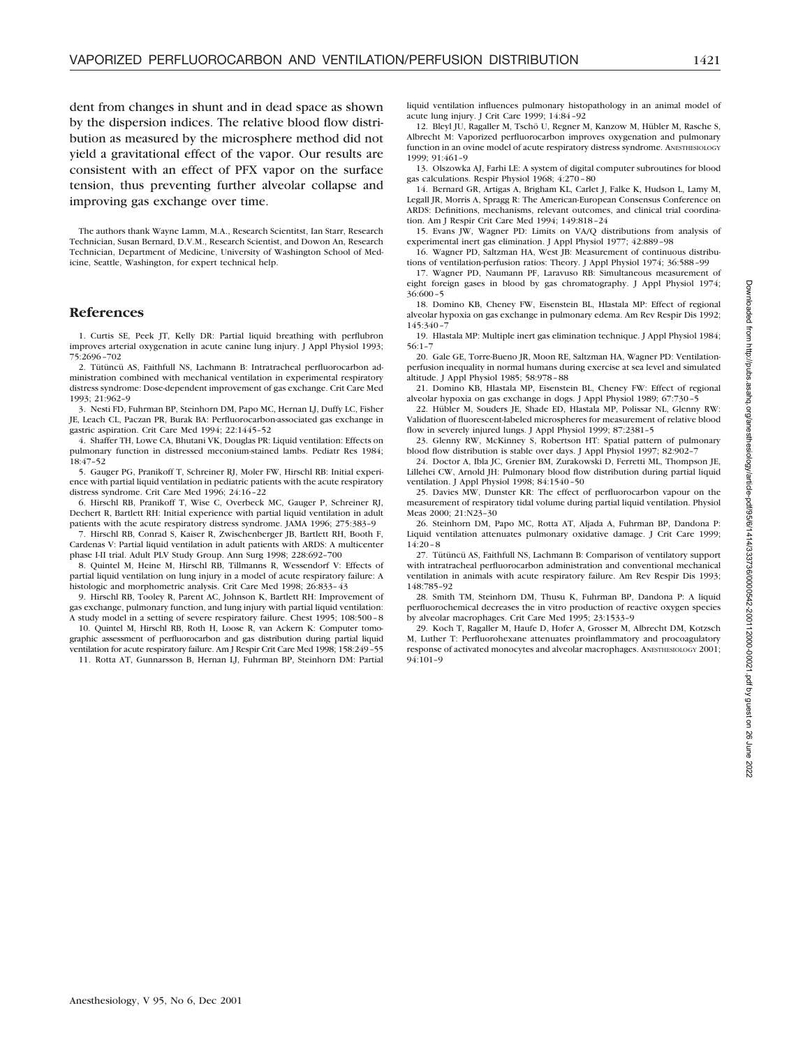dent from changes in shunt and in dead space as shown by the dispersion indices. The relative blood flow distribution as measured by the microsphere method did not yield a gravitational effect of the vapor. Our results are consistent with an effect of PFX vapor on the surface tension, thus preventing further alveolar collapse and improving gas exchange over time.

The authors thank Wayne Lamm, M.A., Research Scientitst, Ian Starr, Research Technician, Susan Bernard, D.V.M., Research Scientist, and Dowon An, Research Technician, Department of Medicine, University of Washington School of Medicine, Seattle, Washington, for expert technical help.

## References

1. Curtis SE, Peek JT, Kelly DR: Partial liquid breathing with perflubron improves arterial oxygenation in acute canine lung injury. J Appl Physiol 1993; 75:2696–702
2. Tütüncü AS, Faithfull NS, Lachmann B: Intratracheal perfluorocarbon administration combined with mechanical ventilation in experimental respiratory distress syndrome: Dose-dependent improvement of gas exchange. Crit Care Med 1993; 21:962–9
3. Nesti FD, Fuhrman BP, Steinhorn DM, Papo MC, Hernan LJ, Duffy LC, Fisher JE, Leach CL, Paczan PR, Burak BA: Perfluorocarbon-associated gas exchange in gastric aspiration. Crit Care Med 1994; 22:1445–52
4. Shaffer TH, Lowe CA, Bhutani VK, Douglas PR: Liquid ventilation: Effects on pulmonary function in distressed meconium-stained lambs. Pediatr Res 1984; 18:47–52
5. Gauger PG, Pranikoff T, Schreiner RJ, Moler FW, Hirschl RB: Initial experience with partial liquid ventilation in pediatric patients with the acute respiratory distress syndrome. Crit Care Med 1996; 24:16–22
6. Hirschl RB, Pranikoff T, Wise C, Overbeck MC, Gauger P, Schreiner RJ, Dechert R, Bartlett RH: Initial experience with partial liquid ventilation in adult patients with the acute respiratory distress syndrome. JAMA 1996; 275:383–9
7. Hirschl RB, Conrad S, Kaiser R, Zwischenberger JB, Bartlett RH, Booth F, Cardenas V: Partial liquid ventilation in adult patients with ARDS: A multicenter phase I-II trial. Adult PLV Study Group. Ann Surg 1998; 228:692–700
8. Quintel M, Heine M, Hirschl RB, Tillmanns R, Wessendorf V: Effects of partial liquid ventilation on lung injury in a model of acute respiratory failure: A histologic and morphometric analysis. Crit Care Med 1998; 26:833–43
9. Hirschl RB, Tooley R, Parent AC, Johnson K, Bartlett RH: Improvement of gas exchange, pulmonary function, and lung injury with partial liquid ventilation: A study model in a setting of severe respiratory failure. Chest 1995; 108:500–8
10. Quintel M, Hirschl RB, Roth H, Loose R, van Ackern K: Computer tomographic assessment of perfluorocarbon and gas distribution during partial liquid ventilation for acute respiratory failure. Am J Respir Crit Care Med 1998; 158:249–55
11. Rotta AT, Gunnarsson B, Hernan LJ, Fuhrman BP, Steinhorn DM: Partial liquid ventilation influences pulmonary histopathology in an animal model of acute lung injury. J Crit Care 1999; 14:84–92
12. Bleyl JU, Ragaller M, Tschö U, Regner M, Kanzow M, Hübler M, Rasche S, Albrecht M: Vaporized perfluorocarbon improves oxygenation and pulmonary function in an ovine model of acute respiratory distress syndrome. Anesthesiology 1999; 91:461–9
13. Olszowka AJ, Farhi LE: A system of digital computer subroutines for blood gas calculations. Respir Physiol 1968; 4:270–80
14. Bernard GR, Artigas A, Brigham KL, Carlet J, Falke K, Hudson L, Lamy M, Legall JR, Morris A, Spragg R: The American-European Consensus Conference on ARDS: Definitions, mechanisms, relevant outcomes, and clinical trial coordination. Am J Respir Crit Care Med 1994; 149:818–24
15. Evans JW, Wagner PD: Limits on VA/Q distributions from analysis of experimental inert gas elimination. J Appl Physiol 1977; 42:889–98
16. Wagner PD, Saltzman HA, West JB: Measurement of continuous distributions of ventilation-perfusion ratios: Theory. J Appl Physiol 1974; 36:588–99
17. Wagner PD, Naumann PF, Laravuso RB: Simultaneous measurement of eight foreign gases in blood by gas chromatography. J Appl Physiol 1974; 36:600–5
18. Domino KB, Cheney FW, Eisenstein BL, Hlastala MP: Effect of regional alveolar hypoxia on gas exchange in pulmonary edema. Am Rev Respir Dis 1992; 145:340–7
19. Hlastala MP: Multiple inert gas elimination technique. J Appl Physiol 1984; 56:1–7
20. Gale GE, Torre-Bueno JR, Moon RE, Saltzman HA, Wagner PD: Ventilation-perfusion inequality in normal humans during exercise at sea level and simulated altitude. J Appl Physiol 1985; 58:978–88
21. Domino KB, Hlastala MP, Eisenstein BL, Cheney FW: Effect of regional alveolar hypoxia on gas exchange in dogs. J Appl Physiol 1989; 67:730–5
22. Hübler M, Souders JE, Shade ED, Hlastala MP, Polissar NL, Glenny RW: Validation of fluorescent-labeled microspheres for measurement of relative blood flow in severely injured lungs. J Appl Physiol 1999; 87:2381–5
23. Glenny RW, McKinney S, Robertson HT: Spatial pattern of pulmonary blood flow distribution is stable over days. J Appl Physiol 1997; 82:902–7
24. Doctor A, Ibla JC, Grenier BM, Zurakowski D, Ferretti ML, Thompson JE, Lillehei CW, Arnold JH: Pulmonary blood flow distribution during partial liquid ventilation. J Appl Physiol 1998; 84:1540–50
25. Davies MW, Dunster KR: The effect of perfluorocarbon vapour on the measurement of respiratory tidal volume during partial liquid ventilation. Physiol Meas 2000; 21:N23–30
26. Steinhorn DM, Papo MC, Rotta AT, Aljada A, Fuhrman BP, Dandona P: Liquid ventilation attenuates pulmonary oxidative damage. J Crit Care 1999; 14:20–8
27. Tütüncü AS, Faithfull NS, Lachmann B: Comparison of ventilatory support with intratracheal perfluorocarbon administration and conventional mechanical ventilation in animals with acute respiratory failure. Am Rev Respir Dis 1993; 148:785–92
28. Smith TM, Steinhorn DM, Thusu K, Fuhrman BP, Dandona P: A liquid perfluorochemical decreases the in vitro production of reactive oxygen species by alveolar macrophages. Crit Care Med 1995; 23:1533–9
29. Koch T, Ragaller M, Haufe D, Hofer A, Grosser M, Albrecht DM, Kotzsch M, Luther T: Perfluorohexane attenuates proinflammatory and procoagulatory response of activated monocytes and alveolar macrophages. Anesthesiology 2001; 94:101–9